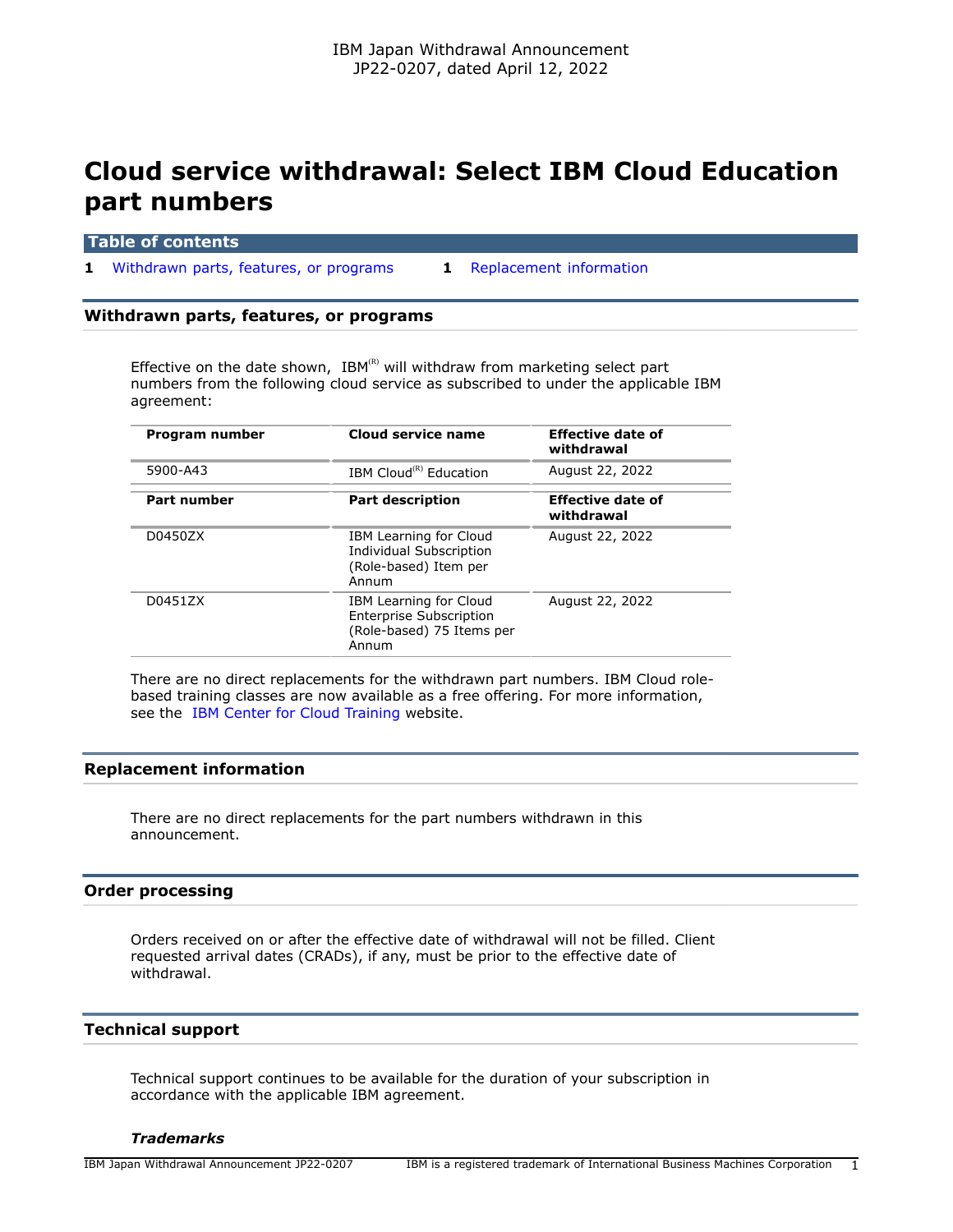IBM Japan Withdrawal Announcement
JP22-0207, dated April 12, 2022

# Cloud service withdrawal: Select IBM Cloud Education part numbers

## Table of contents

1 Withdrawn parts, features, or programs
1 Replacement information

## Withdrawn parts, features, or programs

Effective on the date shown, IBM(R) will withdraw from marketing select part numbers from the following cloud service as subscribed to under the applicable IBM agreement:

| Program number | Cloud service name | Effective date of withdrawal |
|---|---|---|
| 5900-A43 | IBM Cloud(R) Education | August 22, 2022 |
| **Part number** | **Part description** | **Effective date of withdrawal** |
| D0450ZX | IBM Learning for Cloud Individual Subscription (Role-based) Item per Annum | August 22, 2022 |
| D0451ZX | IBM Learning for Cloud Enterprise Subscription (Role-based) 75 Items per Annum | August 22, 2022 |

There are no direct replacements for the withdrawn part numbers. IBM Cloud role-based training classes are now available as a free offering. For more information, see the IBM Center for Cloud Training website.

## Replacement information

There are no direct replacements for the part numbers withdrawn in this announcement.

## Order processing

Orders received on or after the effective date of withdrawal will not be filled. Client requested arrival dates (CRADs), if any, must be prior to the effective date of withdrawal.

## Technical support

Technical support continues to be available for the duration of your subscription in accordance with the applicable IBM agreement.

### *Trademarks*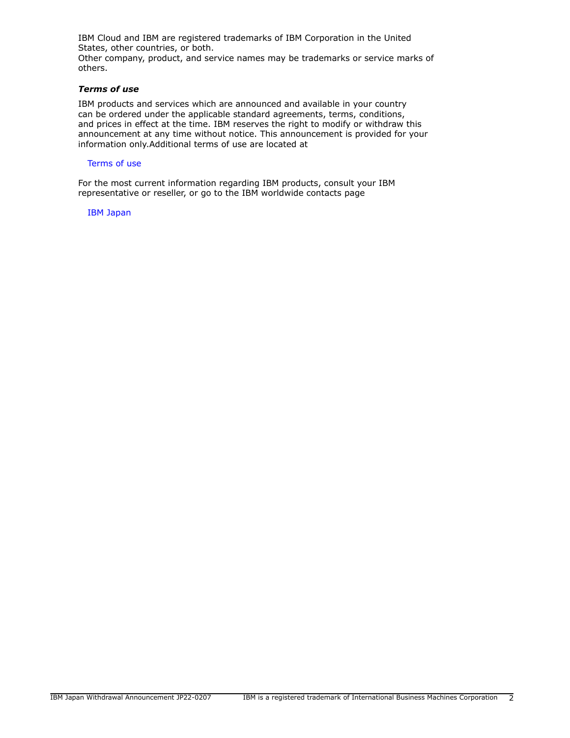IBM Cloud and IBM are registered trademarks of IBM Corporation in the United States, other countries, or both.
Other company, product, and service names may be trademarks or service marks of others.

***Terms of use***

IBM products and services which are announced and available in your country can be ordered under the applicable standard agreements, terms, conditions, and prices in effect at the time. IBM reserves the right to modify or withdraw this announcement at any time without notice. This announcement is provided for your information only.Additional terms of use are located at

Terms of use

For the most current information regarding IBM products, consult your IBM representative or reseller, or go to the IBM worldwide contacts page

IBM Japan